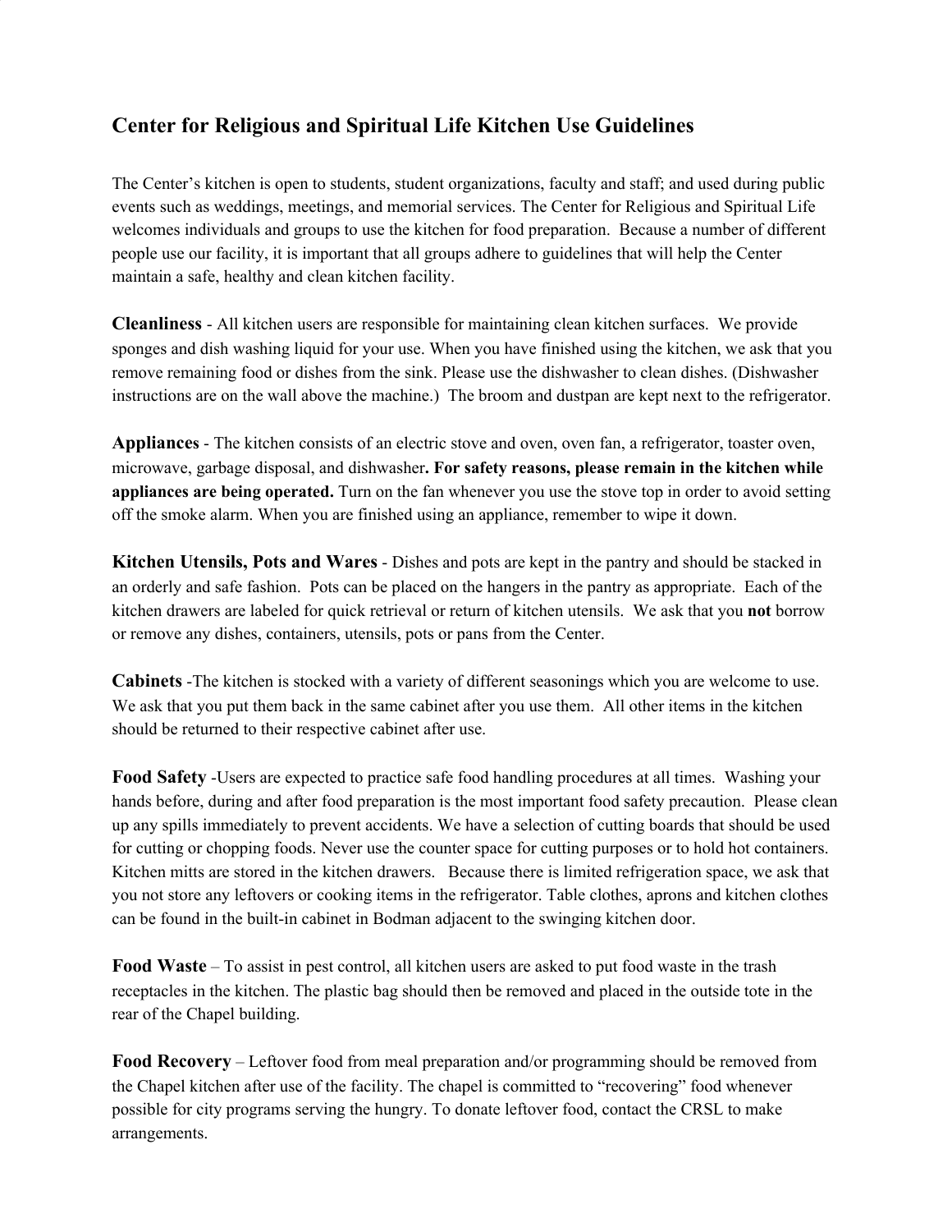## Center for Religious and Spiritual Life Kitchen Use Guidelines

The Center's kitchen is open to students, student organizations, faculty and staff; and used during public events such as weddings, meetings, and memorial services. The Center for Religious and Spiritual Life welcomes individuals and groups to use the kitchen for food preparation. Because a number of different people use our facility, it is important that all groups adhere to guidelines that will help the Center maintain a safe, healthy and clean kitchen facility.

**Cleanliness** - All kitchen users are responsible for maintaining clean kitchen surfaces. We provide sponges and dish washing liquid for your use. When you have finished using the kitchen, we ask that you remove remaining food or dishes from the sink. Please use the dishwasher to clean dishes. (Dishwasher instructions are on the wall above the machine.) The broom and dustpan are kept next to the refrigerator.

**Appliances** - The kitchen consists of an electric stove and oven, oven fan, a refrigerator, toaster oven, microwave, garbage disposal, and dishwasher**. For safety reasons, please remain in the kitchen while appliances are being operated.** Turn on the fan whenever you use the stove top in order to avoid setting off the smoke alarm. When you are finished using an appliance, remember to wipe it down.

**Kitchen Utensils, Pots and Wares** - Dishes and pots are kept in the pantry and should be stacked in an orderly and safe fashion. Pots can be placed on the hangers in the pantry as appropriate. Each of the kitchen drawers are labeled for quick retrieval or return of kitchen utensils. We ask that you **not** borrow or remove any dishes, containers, utensils, pots or pans from the Center.

**Cabinets** -The kitchen is stocked with a variety of different seasonings which you are welcome to use. We ask that you put them back in the same cabinet after you use them. All other items in the kitchen should be returned to their respective cabinet after use.

**Food Safety** -Users are expected to practice safe food handling procedures at all times. Washing your hands before, during and after food preparation is the most important food safety precaution. Please clean up any spills immediately to prevent accidents. We have a selection of cutting boards that should be used for cutting or chopping foods. Never use the counter space for cutting purposes or to hold hot containers. Kitchen mitts are stored in the kitchen drawers. Because there is limited refrigeration space, we ask that you not store any leftovers or cooking items in the refrigerator. Table clothes, aprons and kitchen clothes can be found in the built-in cabinet in Bodman adjacent to the swinging kitchen door.

**Food Waste** – To assist in pest control, all kitchen users are asked to put food waste in the trash receptacles in the kitchen. The plastic bag should then be removed and placed in the outside tote in the rear of the Chapel building.

**Food Recovery** – Leftover food from meal preparation and/or programming should be removed from the Chapel kitchen after use of the facility. The chapel is committed to "recovering" food whenever possible for city programs serving the hungry. To donate leftover food, contact the CRSL to make arrangements.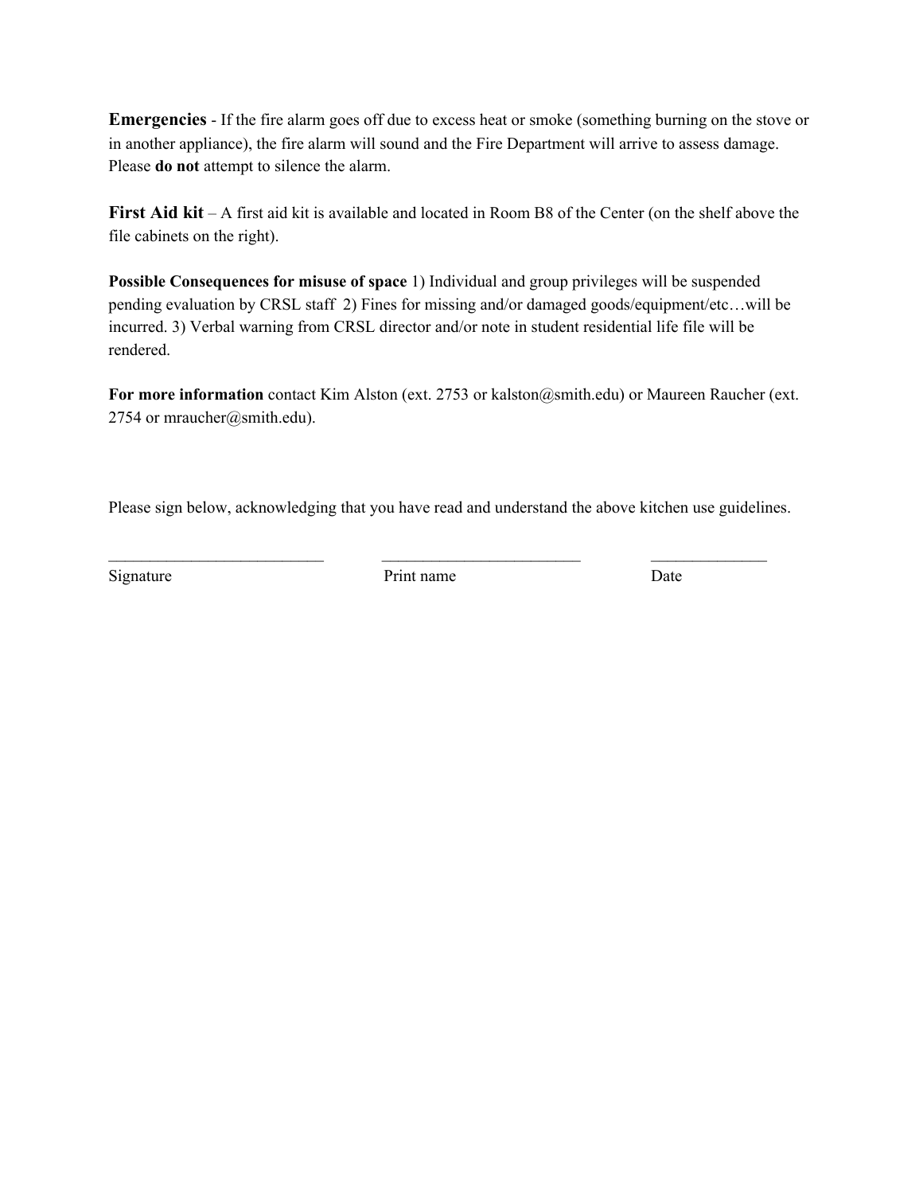**Emergencies** - If the fire alarm goes off due to excess heat or smoke (something burning on the stove or in another appliance), the fire alarm will sound and the Fire Department will arrive to assess damage. Please **do not** attempt to silence the alarm.

**First Aid kit** – A first aid kit is available and located in Room B8 of the Center (on the shelf above the file cabinets on the right).

**Possible Consequences for misuse of space** 1) Individual and group privileges will be suspended pending evaluation by CRSL staff 2) Fines for missing and/or damaged goods/equipment/etc…will be incurred. 3) Verbal warning from CRSL director and/or note in student residential life file will be rendered.

**For more information** contact Kim Alston (ext. 2753 or kalston@smith.edu) or Maureen Raucher (ext. 2754 or mraucher@smith.edu).

Please sign below, acknowledging that you have read and understand the above kitchen use guidelines.

___________________________ ________________________ ______________

Signature Print name Date